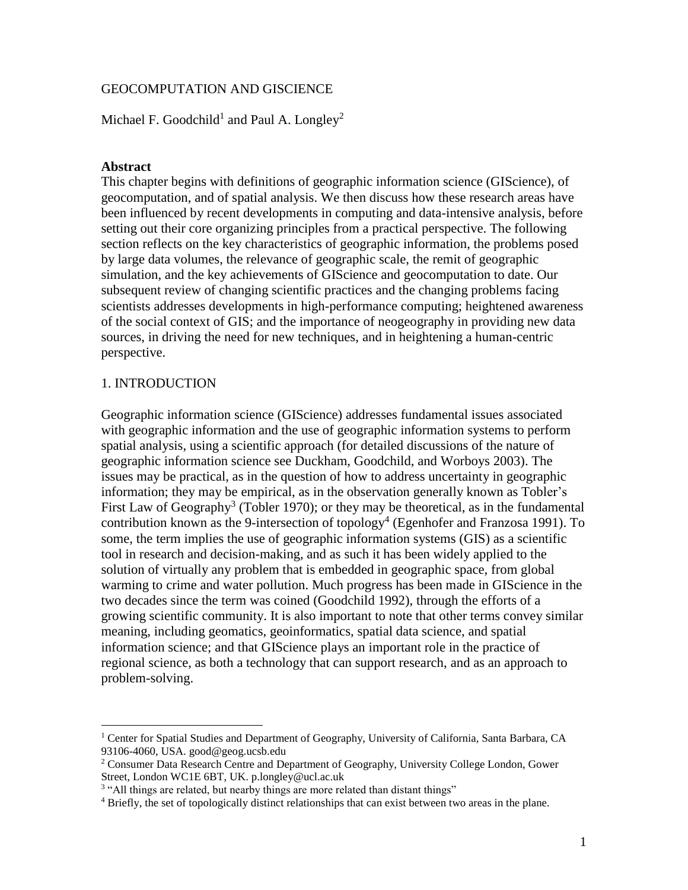# GEOCOMPUTATION AND GISCIENCE

Michael F. Goodchild[1] and Paul A. Longley[2]

**Abstract**

This chapter begins with definitions of geographic information science (GIScience), of geocomputation, and of spatial analysis. We then discuss how these research areas have been influenced by recent developments in computing and data-intensive analysis, before setting out their core organizing principles from a practical perspective. The following section reflects on the key characteristics of geographic information, the problems posed by large data volumes, the relevance of geographic scale, the remit of geographic simulation, and the key achievements of GIScience and geocomputation to date. Our subsequent review of changing scientific practices and the changing problems facing scientists addresses developments in high-performance computing; heightened awareness of the social context of GIS; and the importance of neogeography in providing new data sources, in driving the need for new techniques, and in heightening a human-centric perspective.

## 1. INTRODUCTION

Geographic information science (GIScience) addresses fundamental issues associated with geographic information and the use of geographic information systems to perform spatial analysis, using a scientific approach (for detailed discussions of the nature of geographic information science see Duckham, Goodchild, and Worboys 2003). The issues may be practical, as in the question of how to address uncertainty in geographic information; they may be empirical, as in the observation generally known as Tobler's First Law of Geography[3] (Tobler 1970); or they may be theoretical, as in the fundamental contribution known as the 9-intersection of topology[4] (Egenhofer and Franzosa 1991). To some, the term implies the use of geographic information systems (GIS) as a scientific tool in research and decision-making, and as such it has been widely applied to the solution of virtually any problem that is embedded in geographic space, from global warming to crime and water pollution. Much progress has been made in GIScience in the two decades since the term was coined (Goodchild 1992), through the efforts of a growing scientific community. It is also important to note that other terms convey similar meaning, including geomatics, geoinformatics, spatial data science, and spatial information science; and that GIScience plays an important role in the practice of regional science, as both a technology that can support research, and as an approach to problem-solving.

---

[1] Center for Spatial Studies and Department of Geography, University of California, Santa Barbara, CA 93106-4060, USA. good@geog.ucsb.edu

[2] Consumer Data Research Centre and Department of Geography, University College London, Gower Street, London WC1E 6BT, UK. p.longley@ucl.ac.uk

[3] "All things are related, but nearby things are more related than distant things"

[4] Briefly, the set of topologically distinct relationships that can exist between two areas in the plane.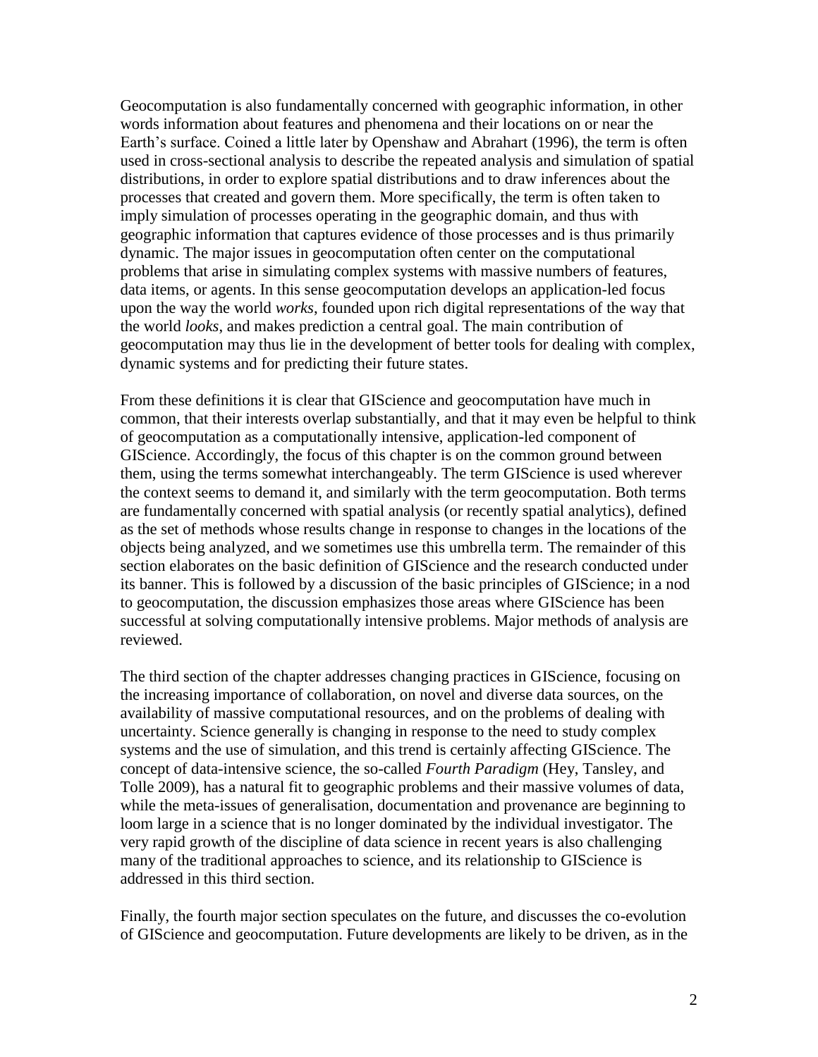Geocomputation is also fundamentally concerned with geographic information, in other words information about features and phenomena and their locations on or near the Earth's surface. Coined a little later by Openshaw and Abrahart (1996), the term is often used in cross-sectional analysis to describe the repeated analysis and simulation of spatial distributions, in order to explore spatial distributions and to draw inferences about the processes that created and govern them. More specifically, the term is often taken to imply simulation of processes operating in the geographic domain, and thus with geographic information that captures evidence of those processes and is thus primarily dynamic. The major issues in geocomputation often center on the computational problems that arise in simulating complex systems with massive numbers of features, data items, or agents. In this sense geocomputation develops an application-led focus upon the way the world *works*, founded upon rich digital representations of the way that the world *looks*, and makes prediction a central goal. The main contribution of geocomputation may thus lie in the development of better tools for dealing with complex, dynamic systems and for predicting their future states.

From these definitions it is clear that GIScience and geocomputation have much in common, that their interests overlap substantially, and that it may even be helpful to think of geocomputation as a computationally intensive, application-led component of GIScience. Accordingly, the focus of this chapter is on the common ground between them, using the terms somewhat interchangeably. The term GIScience is used wherever the context seems to demand it, and similarly with the term geocomputation. Both terms are fundamentally concerned with spatial analysis (or recently spatial analytics), defined as the set of methods whose results change in response to changes in the locations of the objects being analyzed, and we sometimes use this umbrella term. The remainder of this section elaborates on the basic definition of GIScience and the research conducted under its banner. This is followed by a discussion of the basic principles of GIScience; in a nod to geocomputation, the discussion emphasizes those areas where GIScience has been successful at solving computationally intensive problems. Major methods of analysis are reviewed.

The third section of the chapter addresses changing practices in GIScience, focusing on the increasing importance of collaboration, on novel and diverse data sources, on the availability of massive computational resources, and on the problems of dealing with uncertainty. Science generally is changing in response to the need to study complex systems and the use of simulation, and this trend is certainly affecting GIScience. The concept of data-intensive science, the so-called *Fourth Paradigm* (Hey, Tansley, and Tolle 2009), has a natural fit to geographic problems and their massive volumes of data, while the meta-issues of generalisation, documentation and provenance are beginning to loom large in a science that is no longer dominated by the individual investigator. The very rapid growth of the discipline of data science in recent years is also challenging many of the traditional approaches to science, and its relationship to GIScience is addressed in this third section.

Finally, the fourth major section speculates on the future, and discusses the co-evolution of GIScience and geocomputation. Future developments are likely to be driven, as in the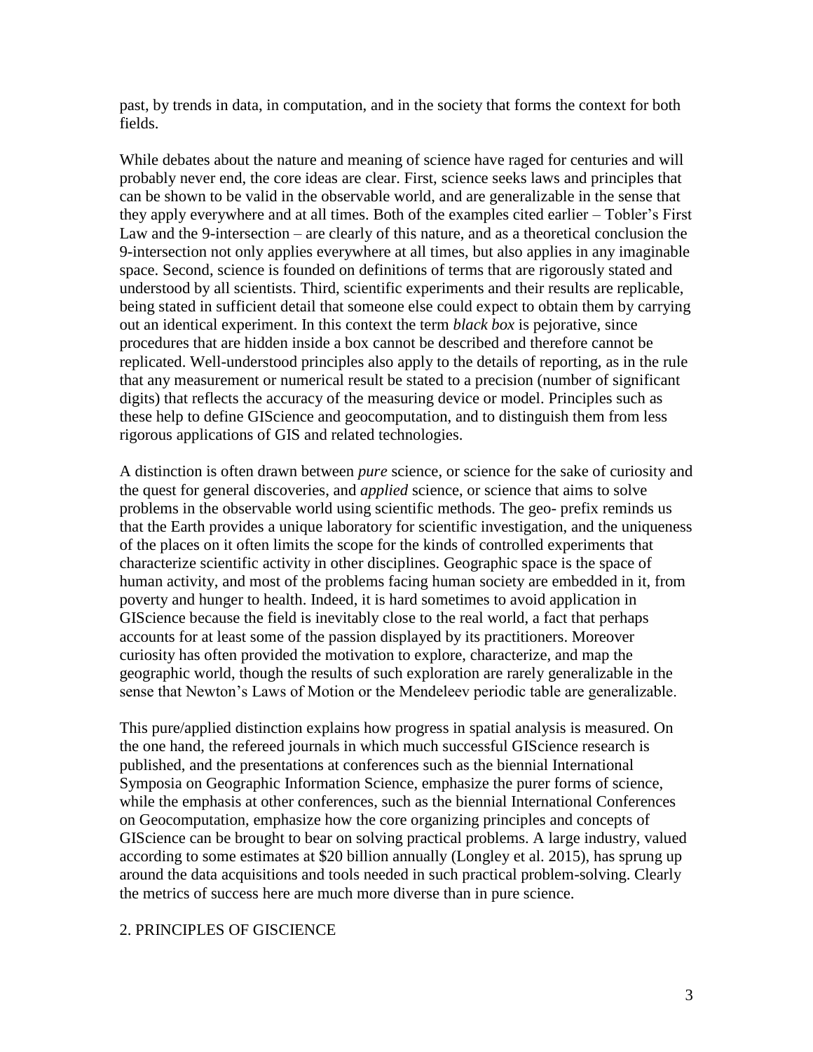past, by trends in data, in computation, and in the society that forms the context for both fields.

While debates about the nature and meaning of science have raged for centuries and will probably never end, the core ideas are clear. First, science seeks laws and principles that can be shown to be valid in the observable world, and are generalizable in the sense that they apply everywhere and at all times. Both of the examples cited earlier – Tobler's First Law and the 9-intersection – are clearly of this nature, and as a theoretical conclusion the 9-intersection not only applies everywhere at all times, but also applies in any imaginable space. Second, science is founded on definitions of terms that are rigorously stated and understood by all scientists. Third, scientific experiments and their results are replicable, being stated in sufficient detail that someone else could expect to obtain them by carrying out an identical experiment. In this context the term *black box* is pejorative, since procedures that are hidden inside a box cannot be described and therefore cannot be replicated. Well-understood principles also apply to the details of reporting, as in the rule that any measurement or numerical result be stated to a precision (number of significant digits) that reflects the accuracy of the measuring device or model. Principles such as these help to define GIScience and geocomputation, and to distinguish them from less rigorous applications of GIS and related technologies.

A distinction is often drawn between *pure* science, or science for the sake of curiosity and the quest for general discoveries, and *applied* science, or science that aims to solve problems in the observable world using scientific methods. The geo- prefix reminds us that the Earth provides a unique laboratory for scientific investigation, and the uniqueness of the places on it often limits the scope for the kinds of controlled experiments that characterize scientific activity in other disciplines. Geographic space is the space of human activity, and most of the problems facing human society are embedded in it, from poverty and hunger to health. Indeed, it is hard sometimes to avoid application in GIScience because the field is inevitably close to the real world, a fact that perhaps accounts for at least some of the passion displayed by its practitioners. Moreover curiosity has often provided the motivation to explore, characterize, and map the geographic world, though the results of such exploration are rarely generalizable in the sense that Newton's Laws of Motion or the Mendeleev periodic table are generalizable.

This pure/applied distinction explains how progress in spatial analysis is measured. On the one hand, the refereed journals in which much successful GIScience research is published, and the presentations at conferences such as the biennial International Symposia on Geographic Information Science, emphasize the purer forms of science, while the emphasis at other conferences, such as the biennial International Conferences on Geocomputation, emphasize how the core organizing principles and concepts of GIScience can be brought to bear on solving practical problems. A large industry, valued according to some estimates at $20 billion annually (Longley et al. 2015), has sprung up around the data acquisitions and tools needed in such practical problem-solving. Clearly the metrics of success here are much more diverse than in pure science.

## 2. PRINCIPLES OF GISCIENCE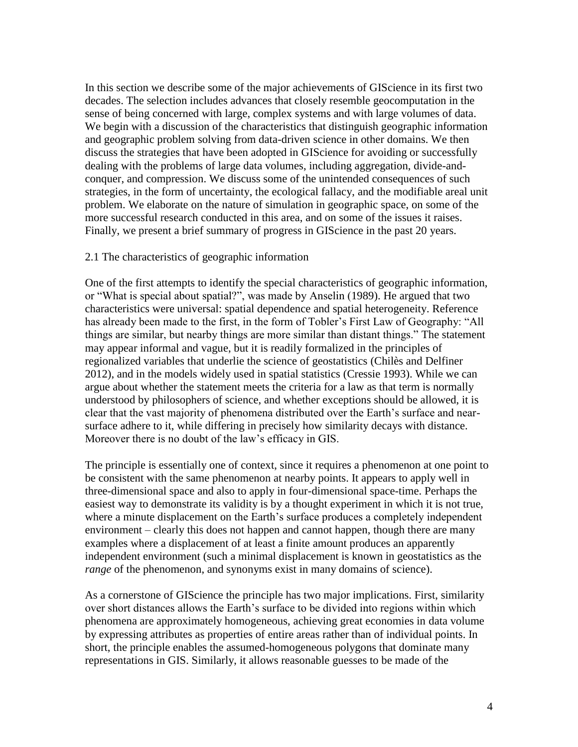In this section we describe some of the major achievements of GIScience in its first two decades. The selection includes advances that closely resemble geocomputation in the sense of being concerned with large, complex systems and with large volumes of data. We begin with a discussion of the characteristics that distinguish geographic information and geographic problem solving from data-driven science in other domains. We then discuss the strategies that have been adopted in GIScience for avoiding or successfully dealing with the problems of large data volumes, including aggregation, divide-and-conquer, and compression. We discuss some of the unintended consequences of such strategies, in the form of uncertainty, the ecological fallacy, and the modifiable areal unit problem. We elaborate on the nature of simulation in geographic space, on some of the more successful research conducted in this area, and on some of the issues it raises. Finally, we present a brief summary of progress in GIScience in the past 20 years.

## 2.1 The characteristics of geographic information

One of the first attempts to identify the special characteristics of geographic information, or "What is special about spatial?", was made by Anselin (1989). He argued that two characteristics were universal: spatial dependence and spatial heterogeneity. Reference has already been made to the first, in the form of Tobler's First Law of Geography: "All things are similar, but nearby things are more similar than distant things." The statement may appear informal and vague, but it is readily formalized in the principles of regionalized variables that underlie the science of geostatistics (Chilès and Delfiner 2012), and in the models widely used in spatial statistics (Cressie 1993). While we can argue about whether the statement meets the criteria for a law as that term is normally understood by philosophers of science, and whether exceptions should be allowed, it is clear that the vast majority of phenomena distributed over the Earth's surface and near-surface adhere to it, while differing in precisely how similarity decays with distance. Moreover there is no doubt of the law's efficacy in GIS.

The principle is essentially one of context, since it requires a phenomenon at one point to be consistent with the same phenomenon at nearby points. It appears to apply well in three-dimensional space and also to apply in four-dimensional space-time. Perhaps the easiest way to demonstrate its validity is by a thought experiment in which it is not true, where a minute displacement on the Earth's surface produces a completely independent environment – clearly this does not happen and cannot happen, though there are many examples where a displacement of at least a finite amount produces an apparently independent environment (such a minimal displacement is known in geostatistics as the *range* of the phenomenon, and synonyms exist in many domains of science).

As a cornerstone of GIScience the principle has two major implications. First, similarity over short distances allows the Earth's surface to be divided into regions within which phenomena are approximately homogeneous, achieving great economies in data volume by expressing attributes as properties of entire areas rather than of individual points. In short, the principle enables the assumed-homogeneous polygons that dominate many representations in GIS. Similarly, it allows reasonable guesses to be made of the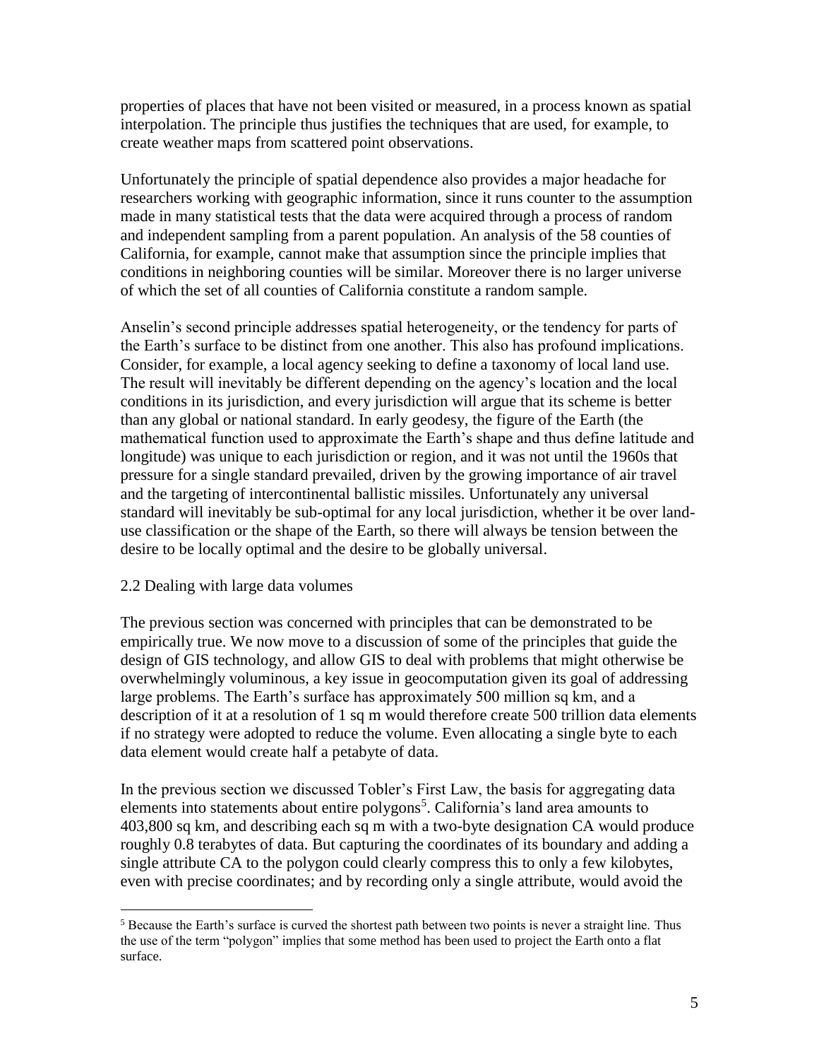properties of places that have not been visited or measured, in a process known as spatial interpolation. The principle thus justifies the techniques that are used, for example, to create weather maps from scattered point observations.

Unfortunately the principle of spatial dependence also provides a major headache for researchers working with geographic information, since it runs counter to the assumption made in many statistical tests that the data were acquired through a process of random and independent sampling from a parent population. An analysis of the 58 counties of California, for example, cannot make that assumption since the principle implies that conditions in neighboring counties will be similar. Moreover there is no larger universe of which the set of all counties of California constitute a random sample.

Anselin's second principle addresses spatial heterogeneity, or the tendency for parts of the Earth's surface to be distinct from one another. This also has profound implications. Consider, for example, a local agency seeking to define a taxonomy of local land use. The result will inevitably be different depending on the agency's location and the local conditions in its jurisdiction, and every jurisdiction will argue that its scheme is better than any global or national standard. In early geodesy, the figure of the Earth (the mathematical function used to approximate the Earth's shape and thus define latitude and longitude) was unique to each jurisdiction or region, and it was not until the 1960s that pressure for a single standard prevailed, driven by the growing importance of air travel and the targeting of intercontinental ballistic missiles. Unfortunately any universal standard will inevitably be sub-optimal for any local jurisdiction, whether it be over land-use classification or the shape of the Earth, so there will always be tension between the desire to be locally optimal and the desire to be globally universal.

## 2.2 Dealing with large data volumes

The previous section was concerned with principles that can be demonstrated to be empirically true. We now move to a discussion of some of the principles that guide the design of GIS technology, and allow GIS to deal with problems that might otherwise be overwhelmingly voluminous, a key issue in geocomputation given its goal of addressing large problems. The Earth's surface has approximately 500 million sq km, and a description of it at a resolution of 1 sq m would therefore create 500 trillion data elements if no strategy were adopted to reduce the volume. Even allocating a single byte to each data element would create half a petabyte of data.

In the previous section we discussed Tobler's First Law, the basis for aggregating data elements into statements about entire polygons[5]. California's land area amounts to 403,800 sq km, and describing each sq m with a two-byte designation CA would produce roughly 0.8 terabytes of data. But capturing the coordinates of its boundary and adding a single attribute CA to the polygon could clearly compress this to only a few kilobytes, even with precise coordinates; and by recording only a single attribute, would avoid the

[5] Because the Earth's surface is curved the shortest path between two points is never a straight line. Thus the use of the term "polygon" implies that some method has been used to project the Earth onto a flat surface.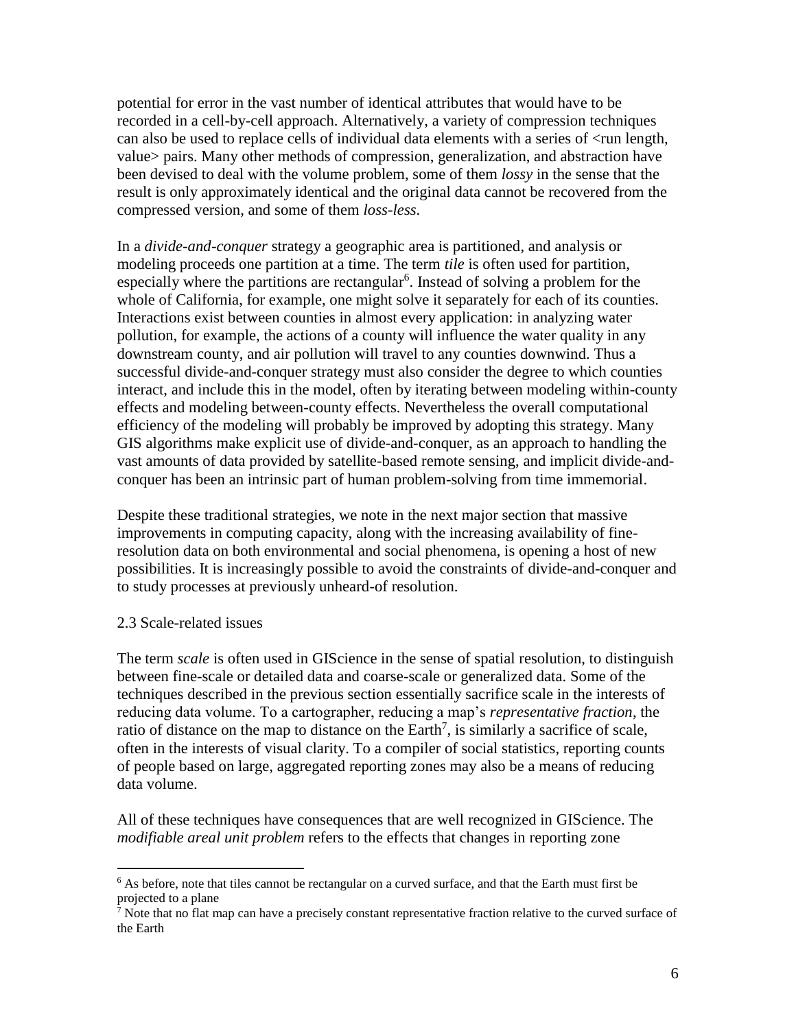potential for error in the vast number of identical attributes that would have to be recorded in a cell-by-cell approach. Alternatively, a variety of compression techniques can also be used to replace cells of individual data elements with a series of <run length, value> pairs. Many other methods of compression, generalization, and abstraction have been devised to deal with the volume problem, some of them *lossy* in the sense that the result is only approximately identical and the original data cannot be recovered from the compressed version, and some of them *loss-less*.

In a *divide-and-conquer* strategy a geographic area is partitioned, and analysis or modeling proceeds one partition at a time. The term *tile* is often used for partition, especially where the partitions are rectangular[6]. Instead of solving a problem for the whole of California, for example, one might solve it separately for each of its counties. Interactions exist between counties in almost every application: in analyzing water pollution, for example, the actions of a county will influence the water quality in any downstream county, and air pollution will travel to any counties downwind. Thus a successful divide-and-conquer strategy must also consider the degree to which counties interact, and include this in the model, often by iterating between modeling within-county effects and modeling between-county effects. Nevertheless the overall computational efficiency of the modeling will probably be improved by adopting this strategy. Many GIS algorithms make explicit use of divide-and-conquer, as an approach to handling the vast amounts of data provided by satellite-based remote sensing, and implicit divide-and-conquer has been an intrinsic part of human problem-solving from time immemorial.

Despite these traditional strategies, we note in the next major section that massive improvements in computing capacity, along with the increasing availability of fine-resolution data on both environmental and social phenomena, is opening a host of new possibilities. It is increasingly possible to avoid the constraints of divide-and-conquer and to study processes at previously unheard-of resolution.

### 2.3 Scale-related issues

The term *scale* is often used in GIScience in the sense of spatial resolution, to distinguish between fine-scale or detailed data and coarse-scale or generalized data. Some of the techniques described in the previous section essentially sacrifice scale in the interests of reducing data volume. To a cartographer, reducing a map's *representative fraction*, the ratio of distance on the map to distance on the Earth[7], is similarly a sacrifice of scale, often in the interests of visual clarity. To a compiler of social statistics, reporting counts of people based on large, aggregated reporting zones may also be a means of reducing data volume.

All of these techniques have consequences that are well recognized in GIScience. The *modifiable areal unit problem* refers to the effects that changes in reporting zone

[6] As before, note that tiles cannot be rectangular on a curved surface, and that the Earth must first be projected to a plane

[7] Note that no flat map can have a precisely constant representative fraction relative to the curved surface of the Earth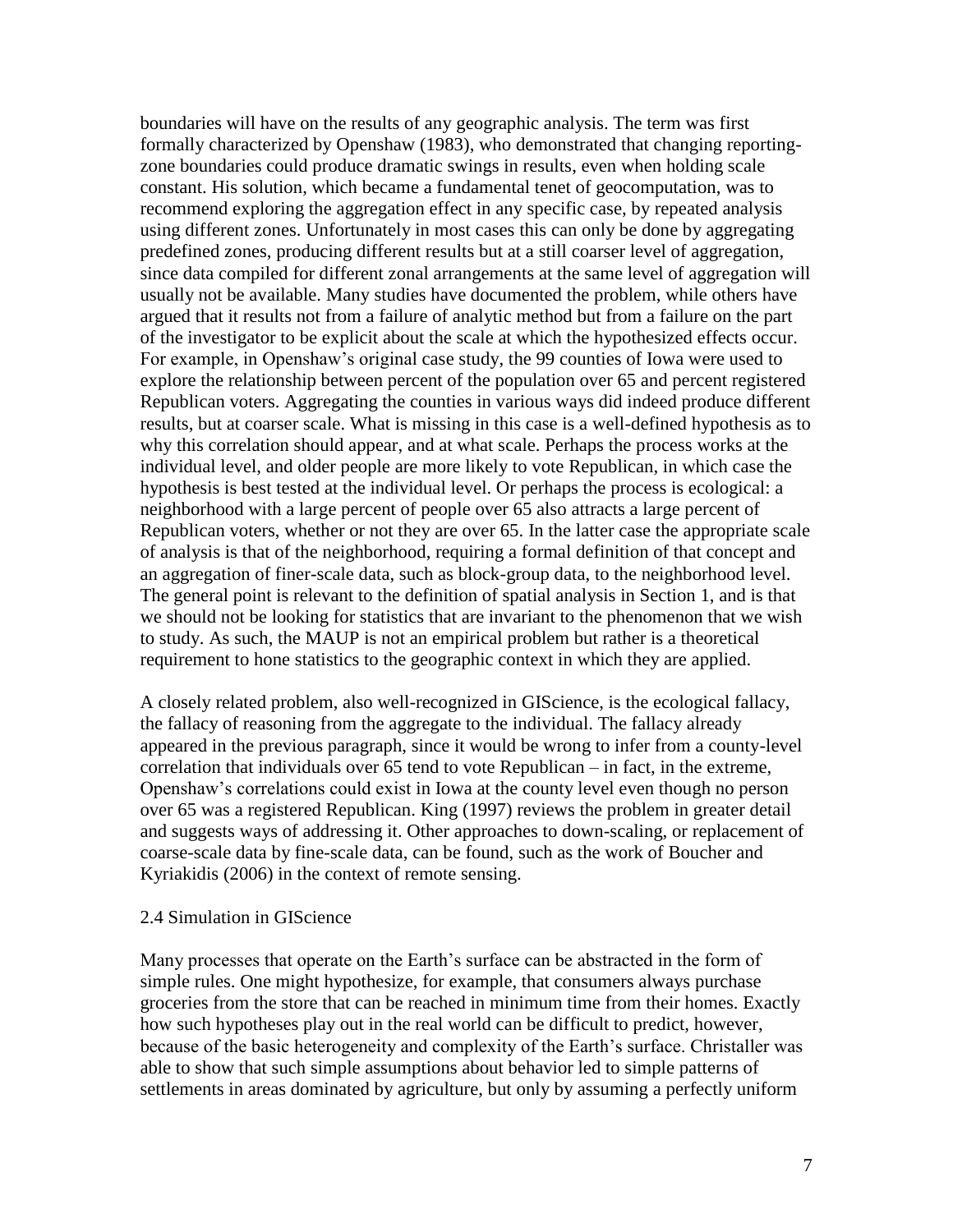boundaries will have on the results of any geographic analysis. The term was first formally characterized by Openshaw (1983), who demonstrated that changing reporting-zone boundaries could produce dramatic swings in results, even when holding scale constant. His solution, which became a fundamental tenet of geocomputation, was to recommend exploring the aggregation effect in any specific case, by repeated analysis using different zones. Unfortunately in most cases this can only be done by aggregating predefined zones, producing different results but at a still coarser level of aggregation, since data compiled for different zonal arrangements at the same level of aggregation will usually not be available. Many studies have documented the problem, while others have argued that it results not from a failure of analytic method but from a failure on the part of the investigator to be explicit about the scale at which the hypothesized effects occur. For example, in Openshaw's original case study, the 99 counties of Iowa were used to explore the relationship between percent of the population over 65 and percent registered Republican voters. Aggregating the counties in various ways did indeed produce different results, but at coarser scale. What is missing in this case is a well-defined hypothesis as to why this correlation should appear, and at what scale. Perhaps the process works at the individual level, and older people are more likely to vote Republican, in which case the hypothesis is best tested at the individual level. Or perhaps the process is ecological: a neighborhood with a large percent of people over 65 also attracts a large percent of Republican voters, whether or not they are over 65. In the latter case the appropriate scale of analysis is that of the neighborhood, requiring a formal definition of that concept and an aggregation of finer-scale data, such as block-group data, to the neighborhood level. The general point is relevant to the definition of spatial analysis in Section 1, and is that we should not be looking for statistics that are invariant to the phenomenon that we wish to study. As such, the MAUP is not an empirical problem but rather is a theoretical requirement to hone statistics to the geographic context in which they are applied.

A closely related problem, also well-recognized in GIScience, is the ecological fallacy, the fallacy of reasoning from the aggregate to the individual. The fallacy already appeared in the previous paragraph, since it would be wrong to infer from a county-level correlation that individuals over 65 tend to vote Republican – in fact, in the extreme, Openshaw's correlations could exist in Iowa at the county level even though no person over 65 was a registered Republican. King (1997) reviews the problem in greater detail and suggests ways of addressing it. Other approaches to down-scaling, or replacement of coarse-scale data by fine-scale data, can be found, such as the work of Boucher and Kyriakidis (2006) in the context of remote sensing.

### 2.4 Simulation in GIScience

Many processes that operate on the Earth's surface can be abstracted in the form of simple rules. One might hypothesize, for example, that consumers always purchase groceries from the store that can be reached in minimum time from their homes. Exactly how such hypotheses play out in the real world can be difficult to predict, however, because of the basic heterogeneity and complexity of the Earth's surface. Christaller was able to show that such simple assumptions about behavior led to simple patterns of settlements in areas dominated by agriculture, but only by assuming a perfectly uniform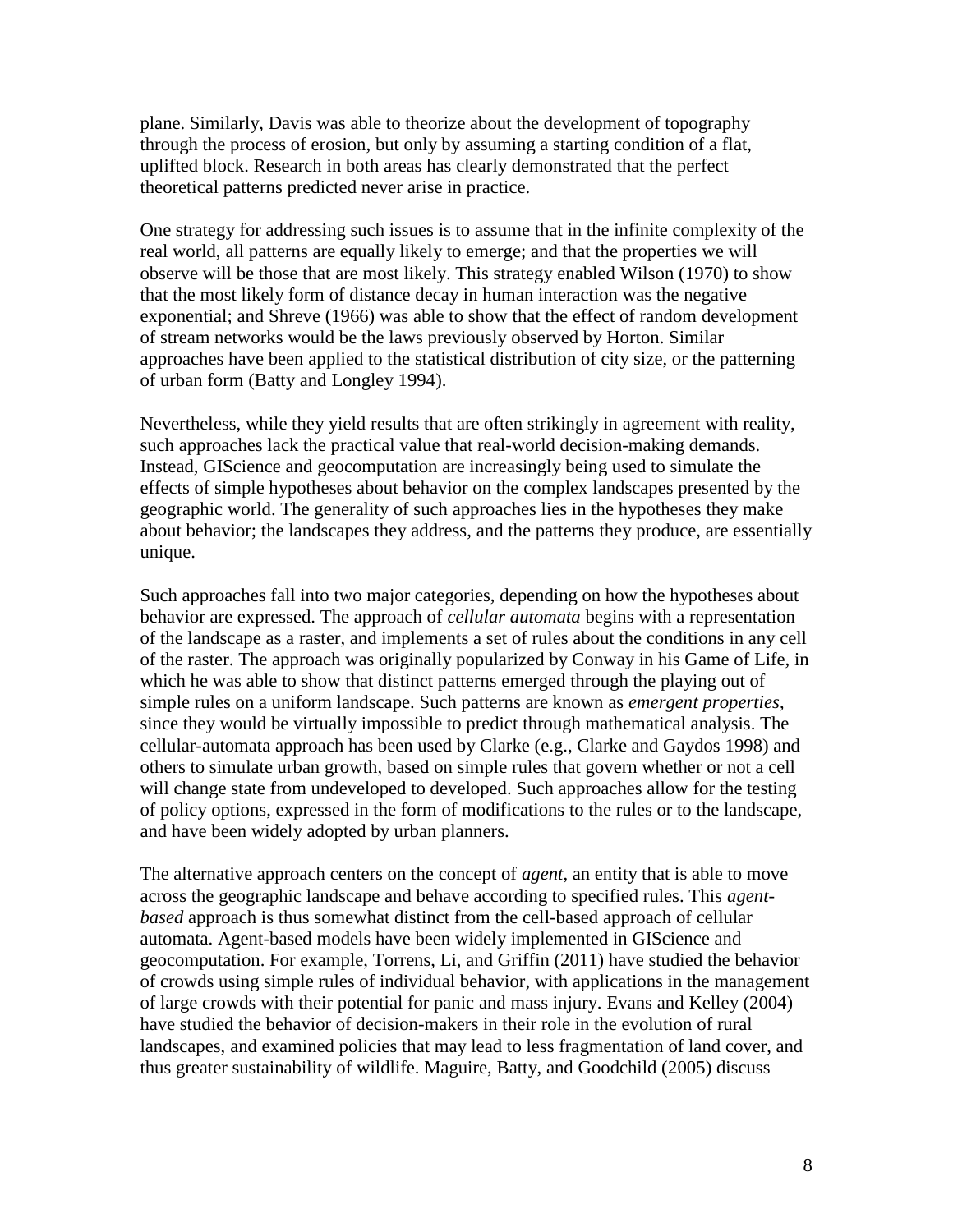plane. Similarly, Davis was able to theorize about the development of topography through the process of erosion, but only by assuming a starting condition of a flat, uplifted block. Research in both areas has clearly demonstrated that the perfect theoretical patterns predicted never arise in practice.

One strategy for addressing such issues is to assume that in the infinite complexity of the real world, all patterns are equally likely to emerge; and that the properties we will observe will be those that are most likely. This strategy enabled Wilson (1970) to show that the most likely form of distance decay in human interaction was the negative exponential; and Shreve (1966) was able to show that the effect of random development of stream networks would be the laws previously observed by Horton. Similar approaches have been applied to the statistical distribution of city size, or the patterning of urban form (Batty and Longley 1994).

Nevertheless, while they yield results that are often strikingly in agreement with reality, such approaches lack the practical value that real-world decision-making demands. Instead, GIScience and geocomputation are increasingly being used to simulate the effects of simple hypotheses about behavior on the complex landscapes presented by the geographic world. The generality of such approaches lies in the hypotheses they make about behavior; the landscapes they address, and the patterns they produce, are essentially unique.

Such approaches fall into two major categories, depending on how the hypotheses about behavior are expressed. The approach of *cellular automata* begins with a representation of the landscape as a raster, and implements a set of rules about the conditions in any cell of the raster. The approach was originally popularized by Conway in his Game of Life, in which he was able to show that distinct patterns emerged through the playing out of simple rules on a uniform landscape. Such patterns are known as *emergent properties*, since they would be virtually impossible to predict through mathematical analysis. The cellular-automata approach has been used by Clarke (e.g., Clarke and Gaydos 1998) and others to simulate urban growth, based on simple rules that govern whether or not a cell will change state from undeveloped to developed. Such approaches allow for the testing of policy options, expressed in the form of modifications to the rules or to the landscape, and have been widely adopted by urban planners.

The alternative approach centers on the concept of *agent*, an entity that is able to move across the geographic landscape and behave according to specified rules. This *agent-based* approach is thus somewhat distinct from the cell-based approach of cellular automata. Agent-based models have been widely implemented in GIScience and geocomputation. For example, Torrens, Li, and Griffin (2011) have studied the behavior of crowds using simple rules of individual behavior, with applications in the management of large crowds with their potential for panic and mass injury. Evans and Kelley (2004) have studied the behavior of decision-makers in their role in the evolution of rural landscapes, and examined policies that may lead to less fragmentation of land cover, and thus greater sustainability of wildlife. Maguire, Batty, and Goodchild (2005) discuss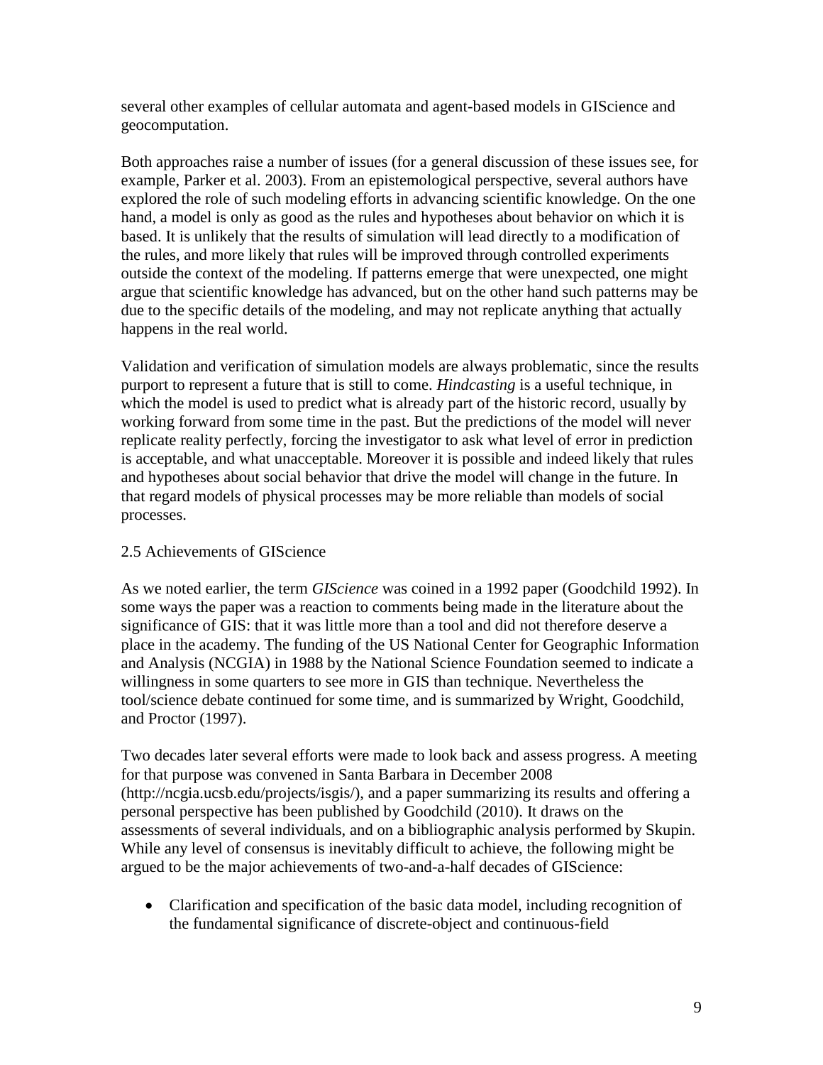several other examples of cellular automata and agent-based models in GIScience and geocomputation.

Both approaches raise a number of issues (for a general discussion of these issues see, for example, Parker et al. 2003). From an epistemological perspective, several authors have explored the role of such modeling efforts in advancing scientific knowledge. On the one hand, a model is only as good as the rules and hypotheses about behavior on which it is based. It is unlikely that the results of simulation will lead directly to a modification of the rules, and more likely that rules will be improved through controlled experiments outside the context of the modeling. If patterns emerge that were unexpected, one might argue that scientific knowledge has advanced, but on the other hand such patterns may be due to the specific details of the modeling, and may not replicate anything that actually happens in the real world.

Validation and verification of simulation models are always problematic, since the results purport to represent a future that is still to come. *Hindcasting* is a useful technique, in which the model is used to predict what is already part of the historic record, usually by working forward from some time in the past. But the predictions of the model will never replicate reality perfectly, forcing the investigator to ask what level of error in prediction is acceptable, and what unacceptable. Moreover it is possible and indeed likely that rules and hypotheses about social behavior that drive the model will change in the future. In that regard models of physical processes may be more reliable than models of social processes.

## 2.5 Achievements of GIScience

As we noted earlier, the term *GIScience* was coined in a 1992 paper (Goodchild 1992). In some ways the paper was a reaction to comments being made in the literature about the significance of GIS: that it was little more than a tool and did not therefore deserve a place in the academy. The funding of the US National Center for Geographic Information and Analysis (NCGIA) in 1988 by the National Science Foundation seemed to indicate a willingness in some quarters to see more in GIS than technique. Nevertheless the tool/science debate continued for some time, and is summarized by Wright, Goodchild, and Proctor (1997).

Two decades later several efforts were made to look back and assess progress. A meeting for that purpose was convened in Santa Barbara in December 2008 (http://ncgia.ucsb.edu/projects/isgis/), and a paper summarizing its results and offering a personal perspective has been published by Goodchild (2010). It draws on the assessments of several individuals, and on a bibliographic analysis performed by Skupin. While any level of consensus is inevitably difficult to achieve, the following might be argued to be the major achievements of two-and-a-half decades of GIScience:

- Clarification and specification of the basic data model, including recognition of the fundamental significance of discrete-object and continuous-field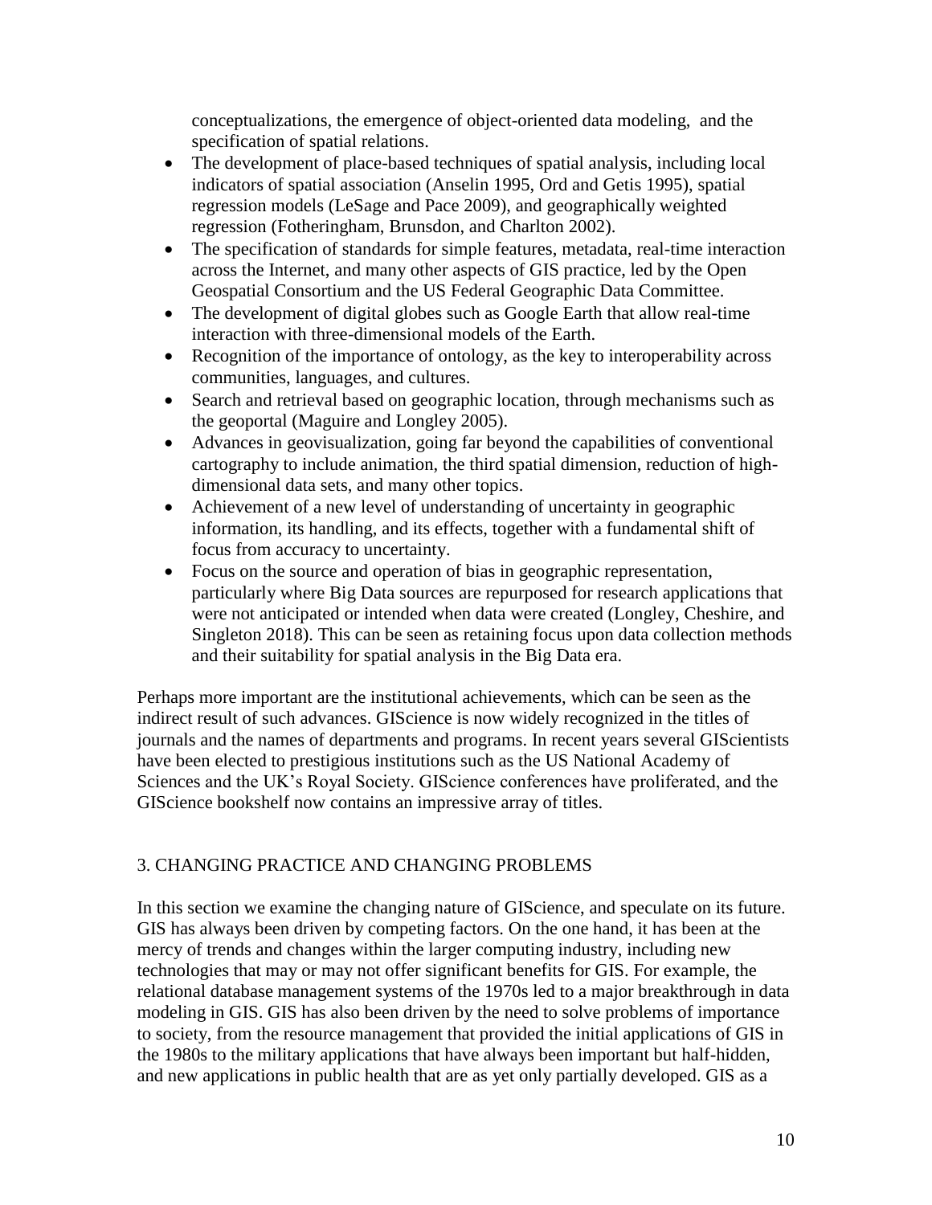conceptualizations, the emergence of object-oriented data modeling, and the specification of spatial relations.

- The development of place-based techniques of spatial analysis, including local indicators of spatial association (Anselin 1995, Ord and Getis 1995), spatial regression models (LeSage and Pace 2009), and geographically weighted regression (Fotheringham, Brunsdon, and Charlton 2002).
- The specification of standards for simple features, metadata, real-time interaction across the Internet, and many other aspects of GIS practice, led by the Open Geospatial Consortium and the US Federal Geographic Data Committee.
- The development of digital globes such as Google Earth that allow real-time interaction with three-dimensional models of the Earth.
- Recognition of the importance of ontology, as the key to interoperability across communities, languages, and cultures.
- Search and retrieval based on geographic location, through mechanisms such as the geoportal (Maguire and Longley 2005).
- Advances in geovisualization, going far beyond the capabilities of conventional cartography to include animation, the third spatial dimension, reduction of high-dimensional data sets, and many other topics.
- Achievement of a new level of understanding of uncertainty in geographic information, its handling, and its effects, together with a fundamental shift of focus from accuracy to uncertainty.
- Focus on the source and operation of bias in geographic representation, particularly where Big Data sources are repurposed for research applications that were not anticipated or intended when data were created (Longley, Cheshire, and Singleton 2018). This can be seen as retaining focus upon data collection methods and their suitability for spatial analysis in the Big Data era.

Perhaps more important are the institutional achievements, which can be seen as the indirect result of such advances. GIScience is now widely recognized in the titles of journals and the names of departments and programs. In recent years several GIScientists have been elected to prestigious institutions such as the US National Academy of Sciences and the UK's Royal Society. GIScience conferences have proliferated, and the GIScience bookshelf now contains an impressive array of titles.

## 3. CHANGING PRACTICE AND CHANGING PROBLEMS

In this section we examine the changing nature of GIScience, and speculate on its future. GIS has always been driven by competing factors. On the one hand, it has been at the mercy of trends and changes within the larger computing industry, including new technologies that may or may not offer significant benefits for GIS. For example, the relational database management systems of the 1970s led to a major breakthrough in data modeling in GIS. GIS has also been driven by the need to solve problems of importance to society, from the resource management that provided the initial applications of GIS in the 1980s to the military applications that have always been important but half-hidden, and new applications in public health that are as yet only partially developed. GIS as a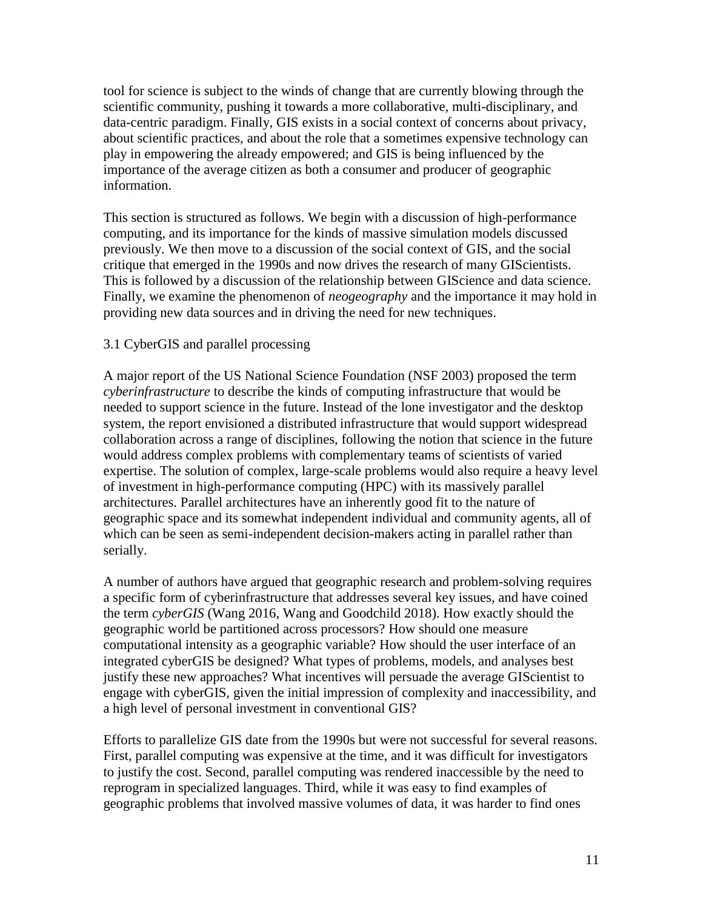tool for science is subject to the winds of change that are currently blowing through the scientific community, pushing it towards a more collaborative, multi-disciplinary, and data-centric paradigm. Finally, GIS exists in a social context of concerns about privacy, about scientific practices, and about the role that a sometimes expensive technology can play in empowering the already empowered; and GIS is being influenced by the importance of the average citizen as both a consumer and producer of geographic information.

This section is structured as follows. We begin with a discussion of high-performance computing, and its importance for the kinds of massive simulation models discussed previously. We then move to a discussion of the social context of GIS, and the social critique that emerged in the 1990s and now drives the research of many GIScientists. This is followed by a discussion of the relationship between GIScience and data science. Finally, we examine the phenomenon of *neogeography* and the importance it may hold in providing new data sources and in driving the need for new techniques.

### 3.1 CyberGIS and parallel processing

A major report of the US National Science Foundation (NSF 2003) proposed the term *cyberinfrastructure* to describe the kinds of computing infrastructure that would be needed to support science in the future. Instead of the lone investigator and the desktop system, the report envisioned a distributed infrastructure that would support widespread collaboration across a range of disciplines, following the notion that science in the future would address complex problems with complementary teams of scientists of varied expertise. The solution of complex, large-scale problems would also require a heavy level of investment in high-performance computing (HPC) with its massively parallel architectures. Parallel architectures have an inherently good fit to the nature of geographic space and its somewhat independent individual and community agents, all of which can be seen as semi-independent decision-makers acting in parallel rather than serially.

A number of authors have argued that geographic research and problem-solving requires a specific form of cyberinfrastructure that addresses several key issues, and have coined the term *cyberGIS* (Wang 2016, Wang and Goodchild 2018). How exactly should the geographic world be partitioned across processors? How should one measure computational intensity as a geographic variable? How should the user interface of an integrated cyberGIS be designed? What types of problems, models, and analyses best justify these new approaches? What incentives will persuade the average GIScientist to engage with cyberGIS, given the initial impression of complexity and inaccessibility, and a high level of personal investment in conventional GIS?

Efforts to parallelize GIS date from the 1990s but were not successful for several reasons. First, parallel computing was expensive at the time, and it was difficult for investigators to justify the cost. Second, parallel computing was rendered inaccessible by the need to reprogram in specialized languages. Third, while it was easy to find examples of geographic problems that involved massive volumes of data, it was harder to find ones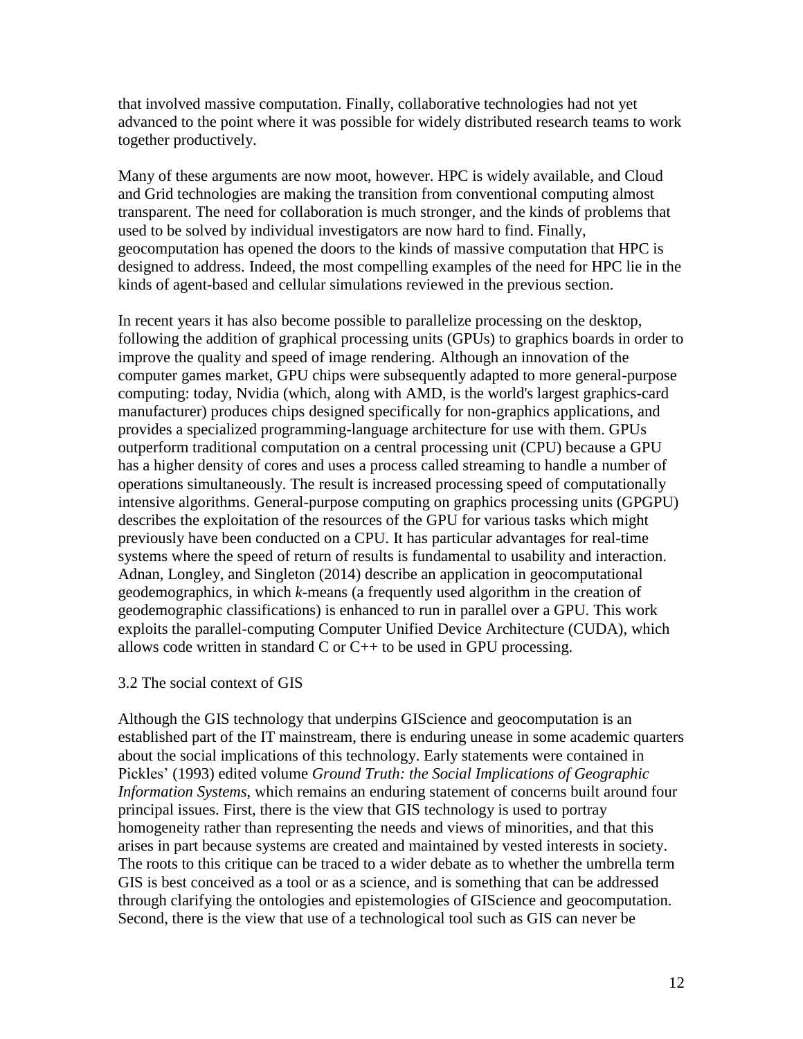that involved massive computation. Finally, collaborative technologies had not yet advanced to the point where it was possible for widely distributed research teams to work together productively.

Many of these arguments are now moot, however. HPC is widely available, and Cloud and Grid technologies are making the transition from conventional computing almost transparent. The need for collaboration is much stronger, and the kinds of problems that used to be solved by individual investigators are now hard to find. Finally, geocomputation has opened the doors to the kinds of massive computation that HPC is designed to address. Indeed, the most compelling examples of the need for HPC lie in the kinds of agent-based and cellular simulations reviewed in the previous section.

In recent years it has also become possible to parallelize processing on the desktop, following the addition of graphical processing units (GPUs) to graphics boards in order to improve the quality and speed of image rendering. Although an innovation of the computer games market, GPU chips were subsequently adapted to more general-purpose computing: today, Nvidia (which, along with AMD, is the world's largest graphics-card manufacturer) produces chips designed specifically for non-graphics applications, and provides a specialized programming-language architecture for use with them. GPUs outperform traditional computation on a central processing unit (CPU) because a GPU has a higher density of cores and uses a process called streaming to handle a number of operations simultaneously. The result is increased processing speed of computationally intensive algorithms. General-purpose computing on graphics processing units (GPGPU) describes the exploitation of the resources of the GPU for various tasks which might previously have been conducted on a CPU. It has particular advantages for real-time systems where the speed of return of results is fundamental to usability and interaction. Adnan, Longley, and Singleton (2014) describe an application in geocomputational geodemographics, in which *k*-means (a frequently used algorithm in the creation of geodemographic classifications) is enhanced to run in parallel over a GPU. This work exploits the parallel-computing Computer Unified Device Architecture (CUDA), which allows code written in standard C or C++ to be used in GPU processing.

### 3.2 The social context of GIS

Although the GIS technology that underpins GIScience and geocomputation is an established part of the IT mainstream, there is enduring unease in some academic quarters about the social implications of this technology. Early statements were contained in Pickles' (1993) edited volume *Ground Truth: the Social Implications of Geographic Information Systems*, which remains an enduring statement of concerns built around four principal issues. First, there is the view that GIS technology is used to portray homogeneity rather than representing the needs and views of minorities, and that this arises in part because systems are created and maintained by vested interests in society. The roots to this critique can be traced to a wider debate as to whether the umbrella term GIS is best conceived as a tool or as a science, and is something that can be addressed through clarifying the ontologies and epistemologies of GIScience and geocomputation. Second, there is the view that use of a technological tool such as GIS can never be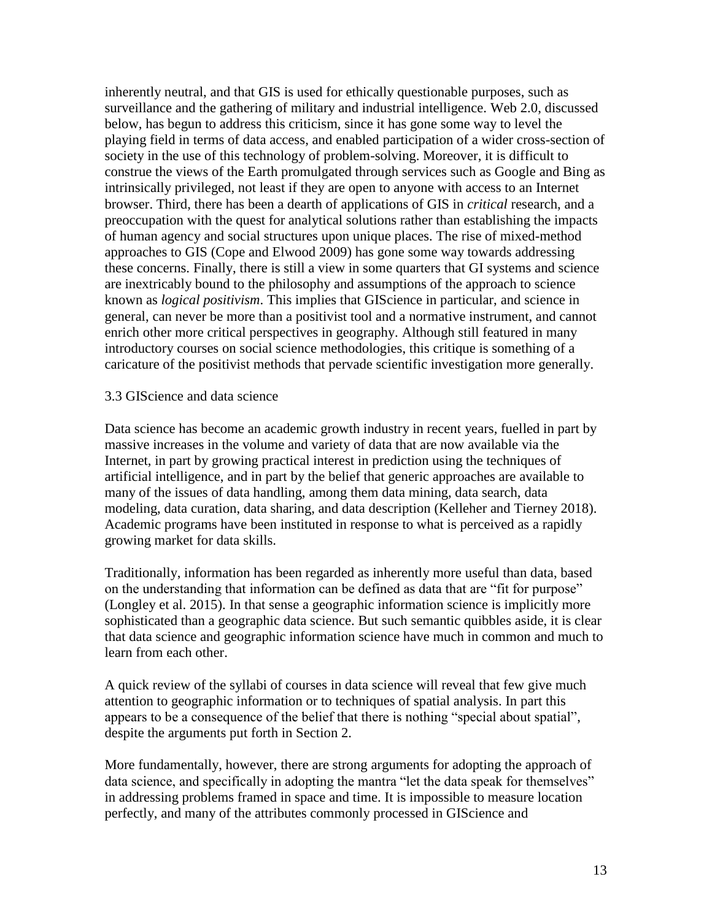inherently neutral, and that GIS is used for ethically questionable purposes, such as surveillance and the gathering of military and industrial intelligence. Web 2.0, discussed below, has begun to address this criticism, since it has gone some way to level the playing field in terms of data access, and enabled participation of a wider cross-section of society in the use of this technology of problem-solving. Moreover, it is difficult to construe the views of the Earth promulgated through services such as Google and Bing as intrinsically privileged, not least if they are open to anyone with access to an Internet browser. Third, there has been a dearth of applications of GIS in *critical* research, and a preoccupation with the quest for analytical solutions rather than establishing the impacts of human agency and social structures upon unique places. The rise of mixed-method approaches to GIS (Cope and Elwood 2009) has gone some way towards addressing these concerns. Finally, there is still a view in some quarters that GI systems and science are inextricably bound to the philosophy and assumptions of the approach to science known as *logical positivism*. This implies that GIScience in particular, and science in general, can never be more than a positivist tool and a normative instrument, and cannot enrich other more critical perspectives in geography. Although still featured in many introductory courses on social science methodologies, this critique is something of a caricature of the positivist methods that pervade scientific investigation more generally.

### 3.3 GIScience and data science

Data science has become an academic growth industry in recent years, fuelled in part by massive increases in the volume and variety of data that are now available via the Internet, in part by growing practical interest in prediction using the techniques of artificial intelligence, and in part by the belief that generic approaches are available to many of the issues of data handling, among them data mining, data search, data modeling, data curation, data sharing, and data description (Kelleher and Tierney 2018). Academic programs have been instituted in response to what is perceived as a rapidly growing market for data skills.

Traditionally, information has been regarded as inherently more useful than data, based on the understanding that information can be defined as data that are "fit for purpose" (Longley et al. 2015). In that sense a geographic information science is implicitly more sophisticated than a geographic data science. But such semantic quibbles aside, it is clear that data science and geographic information science have much in common and much to learn from each other.

A quick review of the syllabi of courses in data science will reveal that few give much attention to geographic information or to techniques of spatial analysis. In part this appears to be a consequence of the belief that there is nothing "special about spatial", despite the arguments put forth in Section 2.

More fundamentally, however, there are strong arguments for adopting the approach of data science, and specifically in adopting the mantra "let the data speak for themselves" in addressing problems framed in space and time. It is impossible to measure location perfectly, and many of the attributes commonly processed in GIScience and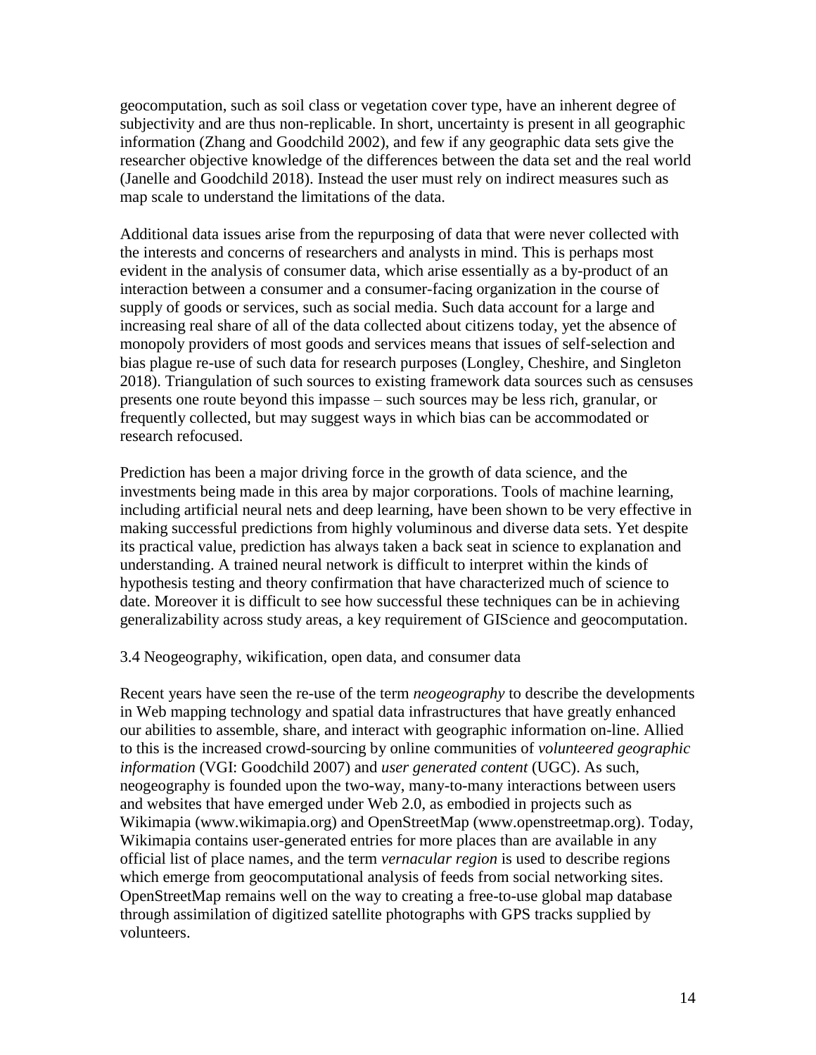geocomputation, such as soil class or vegetation cover type, have an inherent degree of subjectivity and are thus non-replicable. In short, uncertainty is present in all geographic information (Zhang and Goodchild 2002), and few if any geographic data sets give the researcher objective knowledge of the differences between the data set and the real world (Janelle and Goodchild 2018). Instead the user must rely on indirect measures such as map scale to understand the limitations of the data.

Additional data issues arise from the repurposing of data that were never collected with the interests and concerns of researchers and analysts in mind. This is perhaps most evident in the analysis of consumer data, which arise essentially as a by-product of an interaction between a consumer and a consumer-facing organization in the course of supply of goods or services, such as social media. Such data account for a large and increasing real share of all of the data collected about citizens today, yet the absence of monopoly providers of most goods and services means that issues of self-selection and bias plague re-use of such data for research purposes (Longley, Cheshire, and Singleton 2018). Triangulation of such sources to existing framework data sources such as censuses presents one route beyond this impasse – such sources may be less rich, granular, or frequently collected, but may suggest ways in which bias can be accommodated or research refocused.

Prediction has been a major driving force in the growth of data science, and the investments being made in this area by major corporations. Tools of machine learning, including artificial neural nets and deep learning, have been shown to be very effective in making successful predictions from highly voluminous and diverse data sets. Yet despite its practical value, prediction has always taken a back seat in science to explanation and understanding. A trained neural network is difficult to interpret within the kinds of hypothesis testing and theory confirmation that have characterized much of science to date. Moreover it is difficult to see how successful these techniques can be in achieving generalizability across study areas, a key requirement of GIScience and geocomputation.

### 3.4 Neogeography, wikification, open data, and consumer data

Recent years have seen the re-use of the term *neogeography* to describe the developments in Web mapping technology and spatial data infrastructures that have greatly enhanced our abilities to assemble, share, and interact with geographic information on-line. Allied to this is the increased crowd-sourcing by online communities of *volunteered geographic information* (VGI: Goodchild 2007) and *user generated content* (UGC). As such, neogeography is founded upon the two-way, many-to-many interactions between users and websites that have emerged under Web 2.0, as embodied in projects such as Wikimapia (www.wikimapia.org) and OpenStreetMap (www.openstreetmap.org). Today, Wikimapia contains user-generated entries for more places than are available in any official list of place names, and the term *vernacular region* is used to describe regions which emerge from geocomputational analysis of feeds from social networking sites. OpenStreetMap remains well on the way to creating a free-to-use global map database through assimilation of digitized satellite photographs with GPS tracks supplied by volunteers.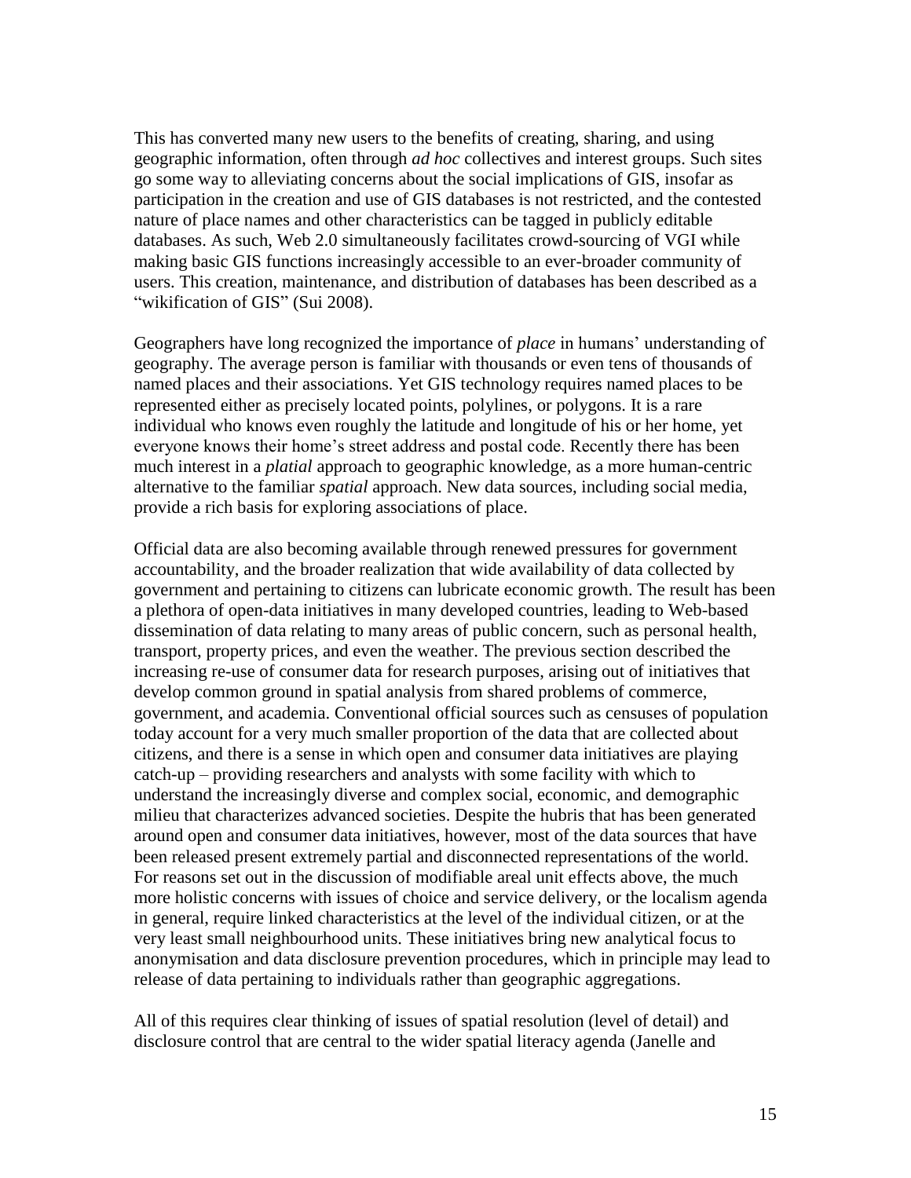This has converted many new users to the benefits of creating, sharing, and using geographic information, often through *ad hoc* collectives and interest groups. Such sites go some way to alleviating concerns about the social implications of GIS, insofar as participation in the creation and use of GIS databases is not restricted, and the contested nature of place names and other characteristics can be tagged in publicly editable databases. As such, Web 2.0 simultaneously facilitates crowd-sourcing of VGI while making basic GIS functions increasingly accessible to an ever-broader community of users. This creation, maintenance, and distribution of databases has been described as a "wikification of GIS" (Sui 2008).

Geographers have long recognized the importance of *place* in humans' understanding of geography. The average person is familiar with thousands or even tens of thousands of named places and their associations. Yet GIS technology requires named places to be represented either as precisely located points, polylines, or polygons. It is a rare individual who knows even roughly the latitude and longitude of his or her home, yet everyone knows their home's street address and postal code. Recently there has been much interest in a *platial* approach to geographic knowledge, as a more human-centric alternative to the familiar *spatial* approach. New data sources, including social media, provide a rich basis for exploring associations of place.

Official data are also becoming available through renewed pressures for government accountability, and the broader realization that wide availability of data collected by government and pertaining to citizens can lubricate economic growth. The result has been a plethora of open-data initiatives in many developed countries, leading to Web-based dissemination of data relating to many areas of public concern, such as personal health, transport, property prices, and even the weather. The previous section described the increasing re-use of consumer data for research purposes, arising out of initiatives that develop common ground in spatial analysis from shared problems of commerce, government, and academia. Conventional official sources such as censuses of population today account for a very much smaller proportion of the data that are collected about citizens, and there is a sense in which open and consumer data initiatives are playing catch-up – providing researchers and analysts with some facility with which to understand the increasingly diverse and complex social, economic, and demographic milieu that characterizes advanced societies. Despite the hubris that has been generated around open and consumer data initiatives, however, most of the data sources that have been released present extremely partial and disconnected representations of the world. For reasons set out in the discussion of modifiable areal unit effects above, the much more holistic concerns with issues of choice and service delivery, or the localism agenda in general, require linked characteristics at the level of the individual citizen, or at the very least small neighbourhood units. These initiatives bring new analytical focus to anonymisation and data disclosure prevention procedures, which in principle may lead to release of data pertaining to individuals rather than geographic aggregations.

All of this requires clear thinking of issues of spatial resolution (level of detail) and disclosure control that are central to the wider spatial literacy agenda (Janelle and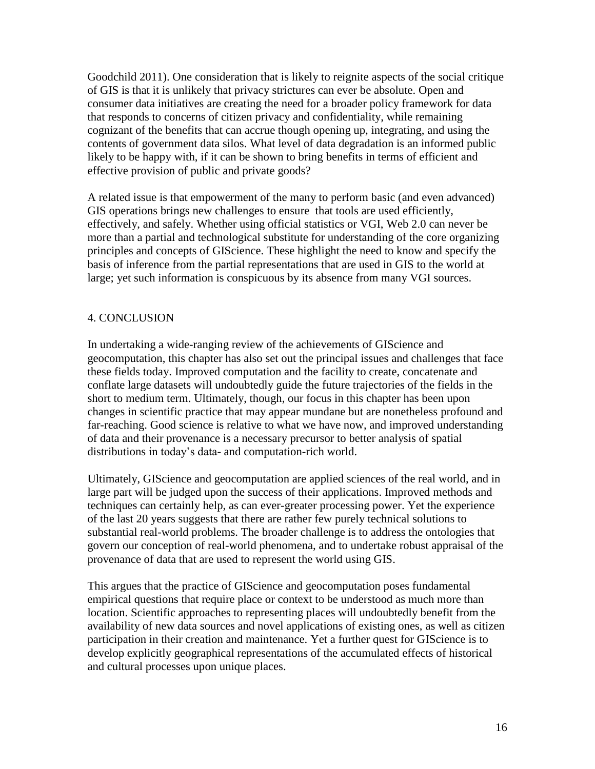Goodchild 2011). One consideration that is likely to reignite aspects of the social critique of GIS is that it is unlikely that privacy strictures can ever be absolute. Open and consumer data initiatives are creating the need for a broader policy framework for data that responds to concerns of citizen privacy and confidentiality, while remaining cognizant of the benefits that can accrue though opening up, integrating, and using the contents of government data silos. What level of data degradation is an informed public likely to be happy with, if it can be shown to bring benefits in terms of efficient and effective provision of public and private goods?

A related issue is that empowerment of the many to perform basic (and even advanced) GIS operations brings new challenges to ensure that tools are used efficiently, effectively, and safely. Whether using official statistics or VGI, Web 2.0 can never be more than a partial and technological substitute for understanding of the core organizing principles and concepts of GIScience. These highlight the need to know and specify the basis of inference from the partial representations that are used in GIS to the world at large; yet such information is conspicuous by its absence from many VGI sources.

## 4. CONCLUSION

In undertaking a wide-ranging review of the achievements of GIScience and geocomputation, this chapter has also set out the principal issues and challenges that face these fields today. Improved computation and the facility to create, concatenate and conflate large datasets will undoubtedly guide the future trajectories of the fields in the short to medium term. Ultimately, though, our focus in this chapter has been upon changes in scientific practice that may appear mundane but are nonetheless profound and far-reaching. Good science is relative to what we have now, and improved understanding of data and their provenance is a necessary precursor to better analysis of spatial distributions in today's data- and computation-rich world.

Ultimately, GIScience and geocomputation are applied sciences of the real world, and in large part will be judged upon the success of their applications. Improved methods and techniques can certainly help, as can ever-greater processing power. Yet the experience of the last 20 years suggests that there are rather few purely technical solutions to substantial real-world problems. The broader challenge is to address the ontologies that govern our conception of real-world phenomena, and to undertake robust appraisal of the provenance of data that are used to represent the world using GIS.

This argues that the practice of GIScience and geocomputation poses fundamental empirical questions that require place or context to be understood as much more than location. Scientific approaches to representing places will undoubtedly benefit from the availability of new data sources and novel applications of existing ones, as well as citizen participation in their creation and maintenance. Yet a further quest for GIScience is to develop explicitly geographical representations of the accumulated effects of historical and cultural processes upon unique places.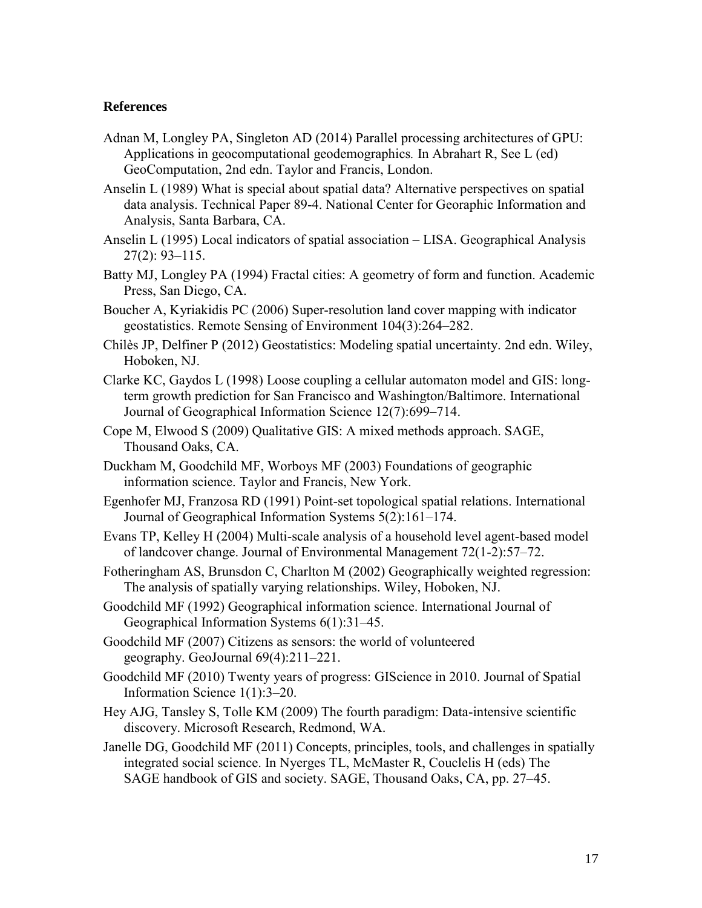**References**

Adnan M, Longley PA, Singleton AD (2014) Parallel processing architectures of GPU: Applications in geocomputational geodemographics. In Abrahart R, See L (ed) GeoComputation, 2nd edn. Taylor and Francis, London.

Anselin L (1989) What is special about spatial data? Alternative perspectives on spatial data analysis. Technical Paper 89-4. National Center for Georaphic Information and Analysis, Santa Barbara, CA.

Anselin L (1995) Local indicators of spatial association – LISA. Geographical Analysis 27(2): 93–115.

Batty MJ, Longley PA (1994) Fractal cities: A geometry of form and function. Academic Press, San Diego, CA.

Boucher A, Kyriakidis PC (2006) Super-resolution land cover mapping with indicator geostatistics. Remote Sensing of Environment 104(3):264–282.

Chilès JP, Delfiner P (2012) Geostatistics: Modeling spatial uncertainty. 2nd edn. Wiley, Hoboken, NJ.

Clarke KC, Gaydos L (1998) Loose coupling a cellular automaton model and GIS: long-term growth prediction for San Francisco and Washington/Baltimore. International Journal of Geographical Information Science 12(7):699–714.

Cope M, Elwood S (2009) Qualitative GIS: A mixed methods approach. SAGE, Thousand Oaks, CA.

Duckham M, Goodchild MF, Worboys MF (2003) Foundations of geographic information science. Taylor and Francis, New York.

Egenhofer MJ, Franzosa RD (1991) Point-set topological spatial relations. International Journal of Geographical Information Systems 5(2):161–174.

Evans TP, Kelley H (2004) Multi-scale analysis of a household level agent-based model of landcover change. Journal of Environmental Management 72(1-2):57–72.

Fotheringham AS, Brunsdon C, Charlton M (2002) Geographically weighted regression: The analysis of spatially varying relationships. Wiley, Hoboken, NJ.

Goodchild MF (1992) Geographical information science. International Journal of Geographical Information Systems 6(1):31–45.

Goodchild MF (2007) Citizens as sensors: the world of volunteered geography. GeoJournal 69(4):211–221.

Goodchild MF (2010) Twenty years of progress: GIScience in 2010. Journal of Spatial Information Science 1(1):3–20.

Hey AJG, Tansley S, Tolle KM (2009) The fourth paradigm: Data-intensive scientific discovery. Microsoft Research, Redmond, WA.

Janelle DG, Goodchild MF (2011) Concepts, principles, tools, and challenges in spatially integrated social science. In Nyerges TL, McMaster R, Couclelis H (eds) The SAGE handbook of GIS and society. SAGE, Thousand Oaks, CA, pp. 27–45.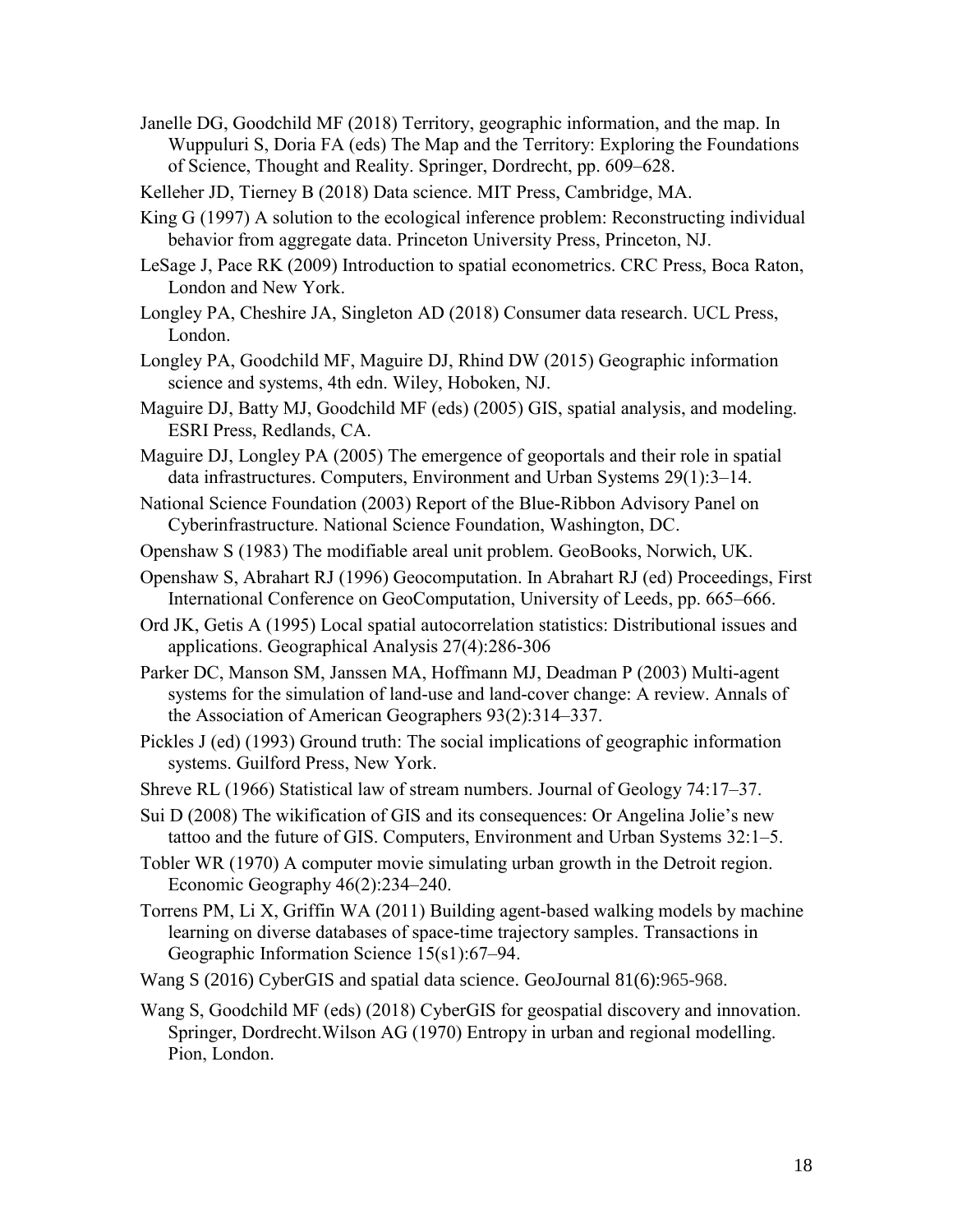Janelle DG, Goodchild MF (2018) Territory, geographic information, and the map. In Wuppuluri S, Doria FA (eds) The Map and the Territory: Exploring the Foundations of Science, Thought and Reality. Springer, Dordrecht, pp. 609–628.

Kelleher JD, Tierney B (2018) Data science. MIT Press, Cambridge, MA.

King G (1997) A solution to the ecological inference problem: Reconstructing individual behavior from aggregate data. Princeton University Press, Princeton, NJ.

LeSage J, Pace RK (2009) Introduction to spatial econometrics. CRC Press, Boca Raton, London and New York.

Longley PA, Cheshire JA, Singleton AD (2018) Consumer data research. UCL Press, London.

Longley PA, Goodchild MF, Maguire DJ, Rhind DW (2015) Geographic information science and systems, 4th edn. Wiley, Hoboken, NJ.

Maguire DJ, Batty MJ, Goodchild MF (eds) (2005) GIS, spatial analysis, and modeling. ESRI Press, Redlands, CA.

Maguire DJ, Longley PA (2005) The emergence of geoportals and their role in spatial data infrastructures. Computers, Environment and Urban Systems 29(1):3–14.

National Science Foundation (2003) Report of the Blue-Ribbon Advisory Panel on Cyberinfrastructure. National Science Foundation, Washington, DC.

Openshaw S (1983) The modifiable areal unit problem. GeoBooks, Norwich, UK.

Openshaw S, Abrahart RJ (1996) Geocomputation. In Abrahart RJ (ed) Proceedings, First International Conference on GeoComputation, University of Leeds, pp. 665–666.

Ord JK, Getis A (1995) Local spatial autocorrelation statistics: Distributional issues and applications. Geographical Analysis 27(4):286-306

Parker DC, Manson SM, Janssen MA, Hoffmann MJ, Deadman P (2003) Multi-agent systems for the simulation of land-use and land-cover change: A review. Annals of the Association of American Geographers 93(2):314–337.

Pickles J (ed) (1993) Ground truth: The social implications of geographic information systems. Guilford Press, New York.

Shreve RL (1966) Statistical law of stream numbers. Journal of Geology 74:17–37.

Sui D (2008) The wikification of GIS and its consequences: Or Angelina Jolie's new tattoo and the future of GIS. Computers, Environment and Urban Systems 32:1–5.

Tobler WR (1970) A computer movie simulating urban growth in the Detroit region. Economic Geography 46(2):234–240.

Torrens PM, Li X, Griffin WA (2011) Building agent-based walking models by machine learning on diverse databases of space-time trajectory samples. Transactions in Geographic Information Science 15(s1):67–94.

Wang S (2016) CyberGIS and spatial data science. GeoJournal 81(6):965-968.

Wang S, Goodchild MF (eds) (2018) CyberGIS for geospatial discovery and innovation. Springer, Dordrecht.Wilson AG (1970) Entropy in urban and regional modelling. Pion, London.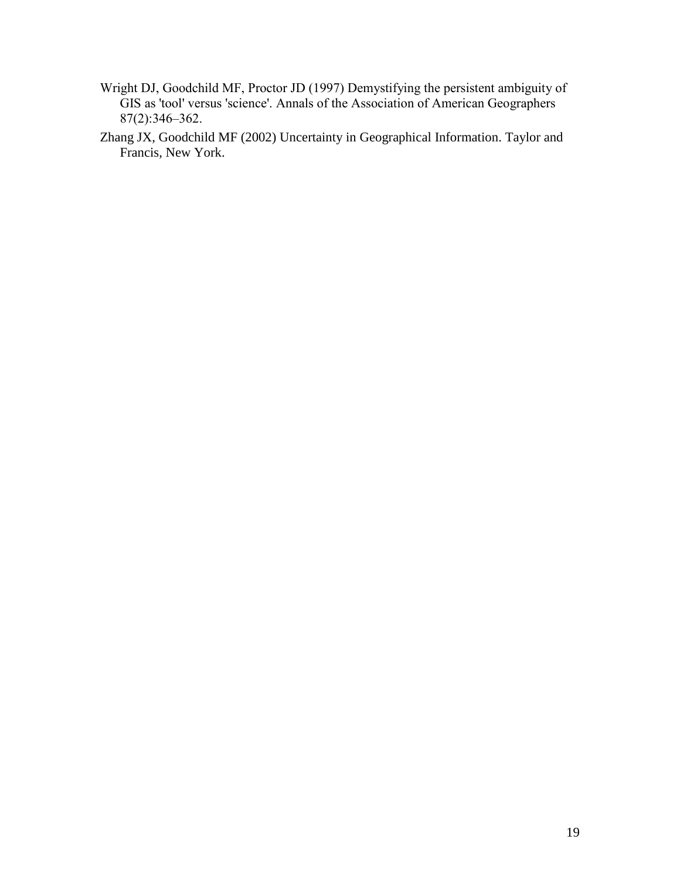Wright DJ, Goodchild MF, Proctor JD (1997) Demystifying the persistent ambiguity of GIS as 'tool' versus 'science'. Annals of the Association of American Geographers 87(2):346–362.

Zhang JX, Goodchild MF (2002) Uncertainty in Geographical Information. Taylor and Francis, New York.